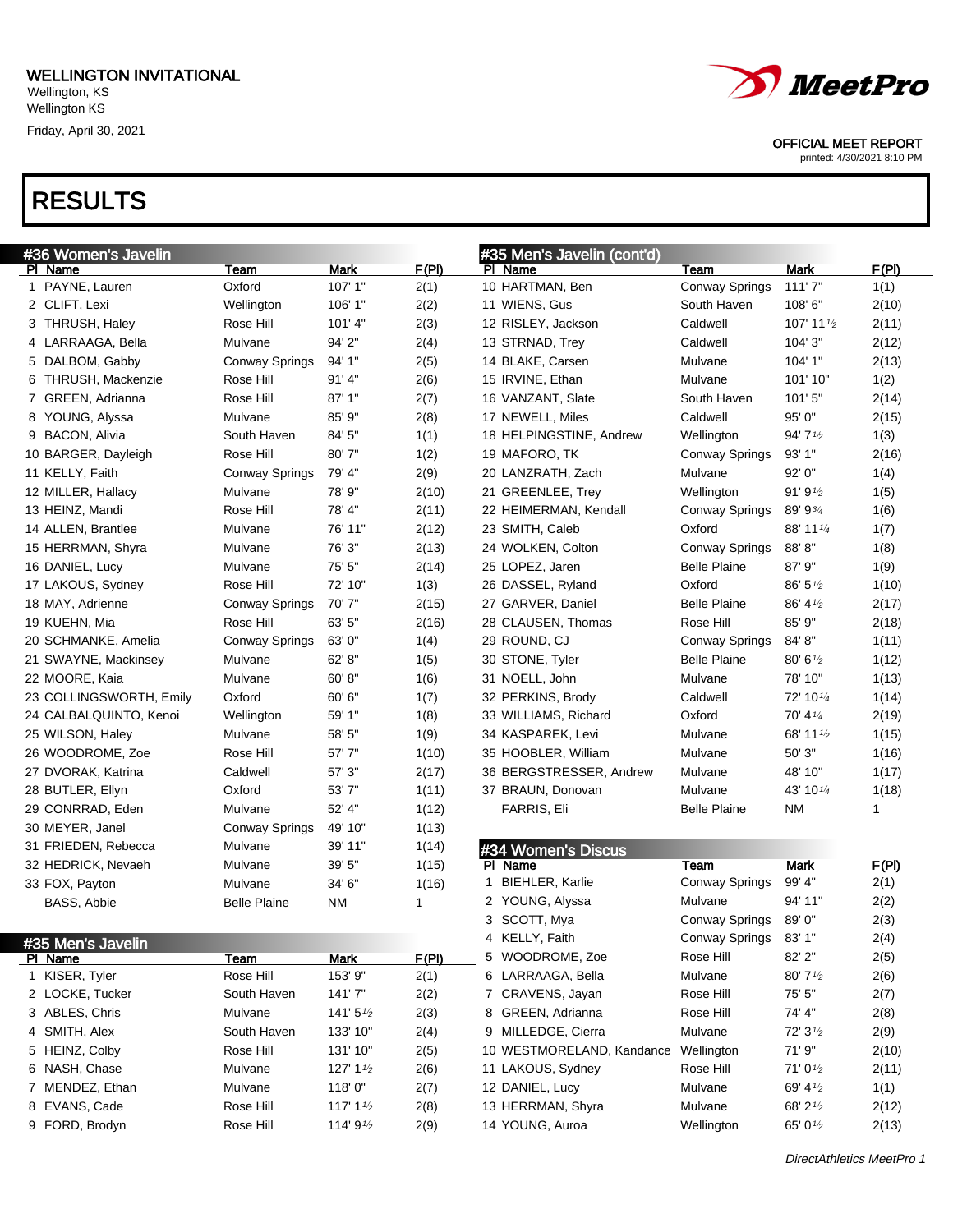WELLINGTON INVITATIONAL
Wellington, KS
Wellington KS
Friday, April 30, 2021

OFFICIAL MEET REPORT
printed: 4/30/2021 8:10 PM

# RESULTS

## #36 Women's Javelin

| Pl | Name | Team | Mark | F(Pl) |
|---|---|---|---|---|
| 1 | PAYNE, Lauren | Oxford | 107' 1" | 2(1) |
| 2 | CLIFT, Lexi | Wellington | 106' 1" | 2(2) |
| 3 | THRUSH, Haley | Rose Hill | 101' 4" | 2(3) |
| 4 | LARRAAGA, Bella | Mulvane | 94' 2" | 2(4) |
| 5 | DALBOM, Gabby | Conway Springs | 94' 1" | 2(5) |
| 6 | THRUSH, Mackenzie | Rose Hill | 91' 4" | 2(6) |
| 7 | GREEN, Adrianna | Rose Hill | 87' 1" | 2(7) |
| 8 | YOUNG, Alyssa | Mulvane | 85' 9" | 2(8) |
| 9 | BACON, Alivia | South Haven | 84' 5" | 1(1) |
| 10 | BARGER, Dayleigh | Rose Hill | 80' 7" | 1(2) |
| 11 | KELLY, Faith | Conway Springs | 79' 4" | 2(9) |
| 12 | MILLER, Hallacy | Mulvane | 78' 9" | 2(10) |
| 13 | HEINZ, Mandi | Rose Hill | 78' 4" | 2(11) |
| 14 | ALLEN, Brantlee | Mulvane | 76' 11" | 2(12) |
| 15 | HERRMAN, Shyra | Mulvane | 76' 3" | 2(13) |
| 16 | DANIEL, Lucy | Mulvane | 75' 5" | 2(14) |
| 17 | LAKOUS, Sydney | Rose Hill | 72' 10" | 1(3) |
| 18 | MAY, Adrienne | Conway Springs | 70' 7" | 2(15) |
| 19 | KUEHN, Mia | Rose Hill | 63' 5" | 2(16) |
| 20 | SCHMANKE, Amelia | Conway Springs | 63' 0" | 1(4) |
| 21 | SWAYNE, Mackinsey | Mulvane | 62' 8" | 1(5) |
| 22 | MOORE, Kaia | Mulvane | 60' 8" | 1(6) |
| 23 | COLLINGSWORTH, Emily | Oxford | 60' 6" | 1(7) |
| 24 | CALBALQUINTO, Kenoi | Wellington | 59' 1" | 1(8) |
| 25 | WILSON, Haley | Mulvane | 58' 5" | 1(9) |
| 26 | WOODROME, Zoe | Rose Hill | 57' 7" | 1(10) |
| 27 | DVORAK, Katrina | Caldwell | 57' 3" | 2(17) |
| 28 | BUTLER, Ellyn | Oxford | 53' 7" | 1(11) |
| 29 | CONRRAD, Eden | Mulvane | 52' 4" | 1(12) |
| 30 | MEYER, Janel | Conway Springs | 49' 10" | 1(13) |
| 31 | FRIEDEN, Rebecca | Mulvane | 39' 11" | 1(14) |
| 32 | HEDRICK, Nevaeh | Mulvane | 39' 5" | 1(15) |
| 33 | FOX, Payton | Mulvane | 34' 6" | 1(16) |
| | BASS, Abbie | Belle Plaine | NM | 1 |

## #35 Men's Javelin

| Pl | Name | Team | Mark | F(Pl) |
|---|---|---|---|---|
| 1 | KISER, Tyler | Rose Hill | 153' 9" | 2(1) |
| 2 | LOCKE, Tucker | South Haven | 141' 7" | 2(2) |
| 3 | ABLES, Chris | Mulvane | 141' 5½ | 2(3) |
| 4 | SMITH, Alex | South Haven | 133' 10" | 2(4) |
| 5 | HEINZ, Colby | Rose Hill | 131' 10" | 2(5) |
| 6 | NASH, Chase | Mulvane | 127' 1½ | 2(6) |
| 7 | MENDEZ, Ethan | Mulvane | 118' 0" | 2(7) |
| 8 | EVANS, Cade | Rose Hill | 117' 1½ | 2(8) |
| 9 | FORD, Brodyn | Rose Hill | 114' 9½ | 2(9) |
| 10 | HARTMAN, Ben | Conway Springs | 111' 7" | 1(1) |
| 11 | WIENS, Gus | South Haven | 108' 6" | 2(10) |
| 12 | RISLEY, Jackson | Caldwell | 107' 11½ | 2(11) |
| 13 | STRNAD, Trey | Caldwell | 104' 3" | 2(12) |
| 14 | BLAKE, Carsen | Mulvane | 104' 1" | 2(13) |
| 15 | IRVINE, Ethan | Mulvane | 101' 10" | 1(2) |
| 16 | VANZANT, Slate | South Haven | 101' 5" | 2(14) |
| 17 | NEWELL, Miles | Caldwell | 95' 0" | 2(15) |
| 18 | HELPINGSTINE, Andrew | Wellington | 94' 7½ | 1(3) |
| 19 | MAFORO, TK | Conway Springs | 93' 1" | 2(16) |
| 20 | LANZRATH, Zach | Mulvane | 92' 0" | 1(4) |
| 21 | GREENLEE, Trey | Wellington | 91' 9½ | 1(5) |
| 22 | HEIMERMAN, Kendall | Conway Springs | 89' 9¾ | 1(6) |
| 23 | SMITH, Caleb | Oxford | 88' 11¼ | 1(7) |
| 24 | WOLKEN, Colton | Conway Springs | 88' 8" | 1(8) |
| 25 | LOPEZ, Jaren | Belle Plaine | 87' 9" | 1(9) |
| 26 | DASSEL, Ryland | Oxford | 86' 5½ | 1(10) |
| 27 | GARVER, Daniel | Belle Plaine | 86' 4½ | 2(17) |
| 28 | CLAUSEN, Thomas | Rose Hill | 85' 9" | 2(18) |
| 29 | ROUND, CJ | Conway Springs | 84' 8" | 1(11) |
| 30 | STONE, Tyler | Belle Plaine | 80' 6½ | 1(12) |
| 31 | NOELL, John | Mulvane | 78' 10" | 1(13) |
| 32 | PERKINS, Brody | Caldwell | 72' 10¼ | 1(14) |
| 33 | WILLIAMS, Richard | Oxford | 70' 4¼ | 2(19) |
| 34 | KASPAREK, Levi | Mulvane | 68' 11½ | 1(15) |
| 35 | HOOBLER, William | Mulvane | 50' 3" | 1(16) |
| 36 | BERGSTRESSER, Andrew | Mulvane | 48' 10" | 1(17) |
| 37 | BRAUN, Donovan | Mulvane | 43' 10¼ | 1(18) |
| | FARRIS, Eli | Belle Plaine | NM | 1 |

## #34 Women's Discus

| Pl | Name | Team | Mark | F(Pl) |
|---|---|---|---|---|
| 1 | BIEHLER, Karlie | Conway Springs | 99' 4" | 2(1) |
| 2 | YOUNG, Alyssa | Mulvane | 94' 11" | 2(2) |
| 3 | SCOTT, Mya | Conway Springs | 89' 0" | 2(3) |
| 4 | KELLY, Faith | Conway Springs | 83' 1" | 2(4) |
| 5 | WOODROME, Zoe | Rose Hill | 82' 2" | 2(5) |
| 6 | LARRAAGA, Bella | Mulvane | 80' 7½ | 2(6) |
| 7 | CRAVENS, Jayan | Rose Hill | 75' 5" | 2(7) |
| 8 | GREEN, Adrianna | Rose Hill | 74' 4" | 2(8) |
| 9 | MILLEDGE, Cierra | Mulvane | 72' 3½ | 2(9) |
| 10 | WESTMORELAND, Kandance | Wellington | 71' 9" | 2(10) |
| 11 | LAKOUS, Sydney | Rose Hill | 71' 0½ | 2(11) |
| 12 | DANIEL, Lucy | Mulvane | 69' 4½ | 1(1) |
| 13 | HERRMAN, Shyra | Mulvane | 68' 2½ | 2(12) |
| 14 | YOUNG, Auroa | Wellington | 65' 0½ | 2(13) |

*DirectAthletics MeetPro 1*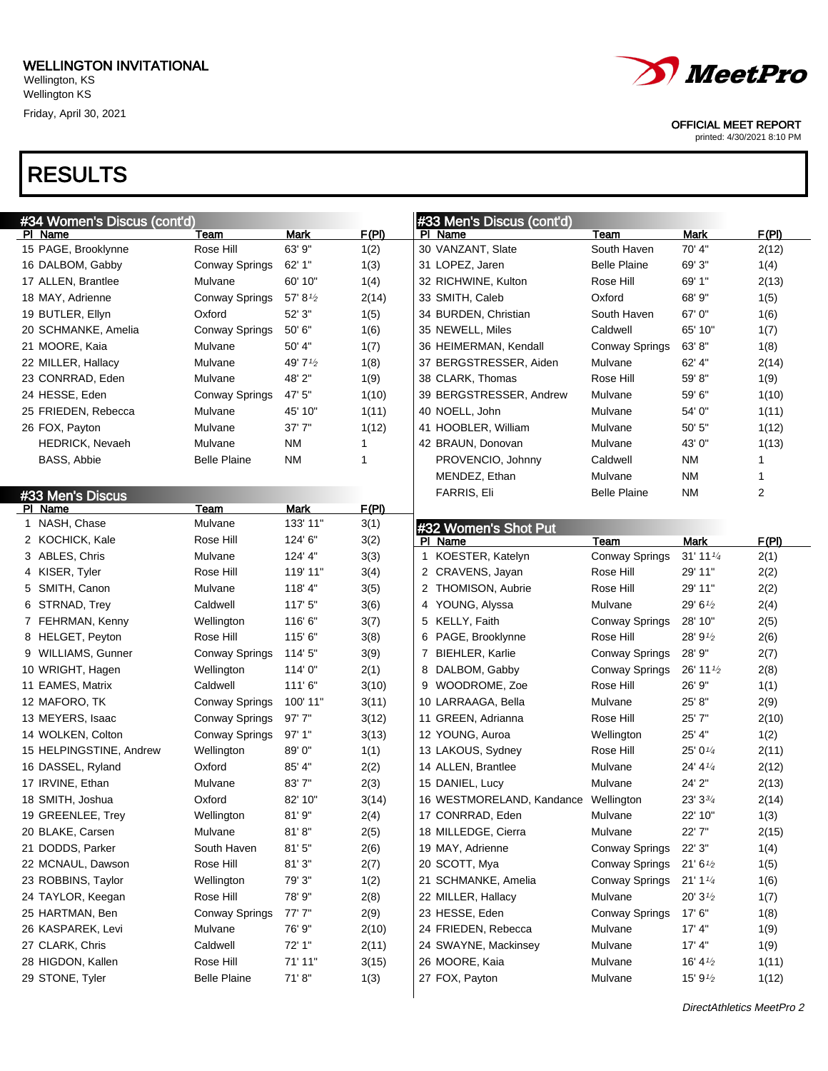WELLINGTON INVITATIONAL
Wellington, KS
Wellington KS
Friday, April 30, 2021

OFFICIAL MEET REPORT
printed: 4/30/2021 8:10 PM

# RESULTS

## #34 Women's Discus (cont'd)

| Pl | Name | Team | Mark | F(Pl) |
|---|---|---|---|---|
| 15 | PAGE, Brooklynne | Rose Hill | 63' 9" | 1(2) |
| 16 | DALBOM, Gabby | Conway Springs | 62' 1" | 1(3) |
| 17 | ALLEN, Brantlee | Mulvane | 60' 10" | 1(4) |
| 18 | MAY, Adrienne | Conway Springs | 57' 8½ | 2(14) |
| 19 | BUTLER, Ellyn | Oxford | 52' 3" | 1(5) |
| 20 | SCHMANKE, Amelia | Conway Springs | 50' 6" | 1(6) |
| 21 | MOORE, Kaia | Mulvane | 50' 4" | 1(7) |
| 22 | MILLER, Hallacy | Mulvane | 49' 7½ | 1(8) |
| 23 | CONRRAD, Eden | Mulvane | 48' 2" | 1(9) |
| 24 | HESSE, Eden | Conway Springs | 47' 5" | 1(10) |
| 25 | FRIEDEN, Rebecca | Mulvane | 45' 10" | 1(11) |
| 26 | FOX, Payton | Mulvane | 37' 7" | 1(12) |
| | HEDRICK, Nevaeh | Mulvane | NM | 1 |
| | BASS, Abbie | Belle Plaine | NM | 1 |

## #33 Men's Discus

| Pl | Name | Team | Mark | F(Pl) |
|---|---|---|---|---|
| 1 | NASH, Chase | Mulvane | 133' 11" | 3(1) |
| 2 | KOCHICK, Kale | Rose Hill | 124' 6" | 3(2) |
| 3 | ABLES, Chris | Mulvane | 124' 4" | 3(3) |
| 4 | KISER, Tyler | Rose Hill | 119' 11" | 3(4) |
| 5 | SMITH, Canon | Mulvane | 118' 4" | 3(5) |
| 6 | STRNAD, Trey | Caldwell | 117' 5" | 3(6) |
| 7 | FEHRMAN, Kenny | Wellington | 116' 6" | 3(7) |
| 8 | HELGET, Peyton | Rose Hill | 115' 6" | 3(8) |
| 9 | WILLIAMS, Gunner | Conway Springs | 114' 5" | 3(9) |
| 10 | WRIGHT, Hagen | Wellington | 114' 0" | 2(1) |
| 11 | EAMES, Matrix | Caldwell | 111' 6" | 3(10) |
| 12 | MAFORO, TK | Conway Springs | 100' 11" | 3(11) |
| 13 | MEYERS, Isaac | Conway Springs | 97' 7" | 3(12) |
| 14 | WOLKEN, Colton | Conway Springs | 97' 1" | 3(13) |
| 15 | HELPINGSTINE, Andrew | Wellington | 89' 0" | 1(1) |
| 16 | DASSEL, Ryland | Oxford | 85' 4" | 2(2) |
| 17 | IRVINE, Ethan | Mulvane | 83' 7" | 2(3) |
| 18 | SMITH, Joshua | Oxford | 82' 10" | 3(14) |
| 19 | GREENLEE, Trey | Wellington | 81' 9" | 2(4) |
| 20 | BLAKE, Carsen | Mulvane | 81' 8" | 2(5) |
| 21 | DODDS, Parker | South Haven | 81' 5" | 2(6) |
| 22 | MCNAUL, Dawson | Rose Hill | 81' 3" | 2(7) |
| 23 | ROBBINS, Taylor | Wellington | 79' 3" | 1(2) |
| 24 | TAYLOR, Keegan | Rose Hill | 78' 9" | 2(8) |
| 25 | HARTMAN, Ben | Conway Springs | 77' 7" | 2(9) |
| 26 | KASPAREK, Levi | Mulvane | 76' 9" | 2(10) |
| 27 | CLARK, Chris | Caldwell | 72' 1" | 2(11) |
| 28 | HIGDON, Kallen | Rose Hill | 71' 11" | 3(15) |
| 29 | STONE, Tyler | Belle Plaine | 71' 8" | 1(3) |

## #33 Men's Discus (cont'd)

| Pl | Name | Team | Mark | F(Pl) |
|---|---|---|---|---|
| 30 | VANZANT, Slate | South Haven | 70' 4" | 2(12) |
| 31 | LOPEZ, Jaren | Belle Plaine | 69' 3" | 1(4) |
| 32 | RICHWINE, Kulton | Rose Hill | 69' 1" | 2(13) |
| 33 | SMITH, Caleb | Oxford | 68' 9" | 1(5) |
| 34 | BURDEN, Christian | South Haven | 67' 0" | 1(6) |
| 35 | NEWELL, Miles | Caldwell | 65' 10" | 1(7) |
| 36 | HEIMERMAN, Kendall | Conway Springs | 63' 8" | 1(8) |
| 37 | BERGSTRESSER, Aiden | Mulvane | 62' 4" | 2(14) |
| 38 | CLARK, Thomas | Rose Hill | 59' 8" | 1(9) |
| 39 | BERGSTRESSER, Andrew | Mulvane | 59' 6" | 1(10) |
| 40 | NOELL, John | Mulvane | 54' 0" | 1(11) |
| 41 | HOOBLER, William | Mulvane | 50' 5" | 1(12) |
| 42 | BRAUN, Donovan | Mulvane | 43' 0" | 1(13) |
| | PROVENCIO, Johnny | Caldwell | NM | 1 |
| | MENDEZ, Ethan | Mulvane | NM | 1 |
| | FARRIS, Eli | Belle Plaine | NM | 2 |

## #32 Women's Shot Put

| Pl | Name | Team | Mark | F(Pl) |
|---|---|---|---|---|
| 1 | KOESTER, Katelyn | Conway Springs | 31' 11¼ | 2(1) |
| 2 | CRAVENS, Jayan | Rose Hill | 29' 11" | 2(2) |
| 2 | THOMISON, Aubrie | Rose Hill | 29' 11" | 2(2) |
| 4 | YOUNG, Alyssa | Mulvane | 29' 6½ | 2(4) |
| 5 | KELLY, Faith | Conway Springs | 28' 10" | 2(5) |
| 6 | PAGE, Brooklynne | Rose Hill | 28' 9½ | 2(6) |
| 7 | BIEHLER, Karlie | Conway Springs | 28' 9" | 2(7) |
| 8 | DALBOM, Gabby | Conway Springs | 26' 11½ | 2(8) |
| 9 | WOODROME, Zoe | Rose Hill | 26' 9" | 1(1) |
| 10 | LARRAAGA, Bella | Mulvane | 25' 8" | 2(9) |
| 11 | GREEN, Adrianna | Rose Hill | 25' 7" | 2(10) |
| 12 | YOUNG, Auroa | Wellington | 25' 4" | 1(2) |
| 13 | LAKOUS, Sydney | Rose Hill | 25' 0¼ | 2(11) |
| 14 | ALLEN, Brantlee | Mulvane | 24' 4¼ | 2(12) |
| 15 | DANIEL, Lucy | Mulvane | 24' 2" | 2(13) |
| 16 | WESTMORELAND, Kandance | Wellington | 23' 3¾ | 2(14) |
| 17 | CONRRAD, Eden | Mulvane | 22' 10" | 1(3) |
| 18 | MILLEDGE, Cierra | Mulvane | 22' 7" | 2(15) |
| 19 | MAY, Adrienne | Conway Springs | 22' 3" | 1(4) |
| 20 | SCOTT, Mya | Conway Springs | 21' 6½ | 1(5) |
| 21 | SCHMANKE, Amelia | Conway Springs | 21' 1¼ | 1(6) |
| 22 | MILLER, Hallacy | Mulvane | 20' 3½ | 1(7) |
| 23 | HESSE, Eden | Conway Springs | 17' 6" | 1(8) |
| 24 | FRIEDEN, Rebecca | Mulvane | 17' 4" | 1(9) |
| 24 | SWAYNE, Mackinsey | Mulvane | 17' 4" | 1(9) |
| 26 | MOORE, Kaia | Mulvane | 16' 4½ | 1(11) |
| 27 | FOX, Payton | Mulvane | 15' 9½ | 1(12) |

DirectAthletics MeetPro 2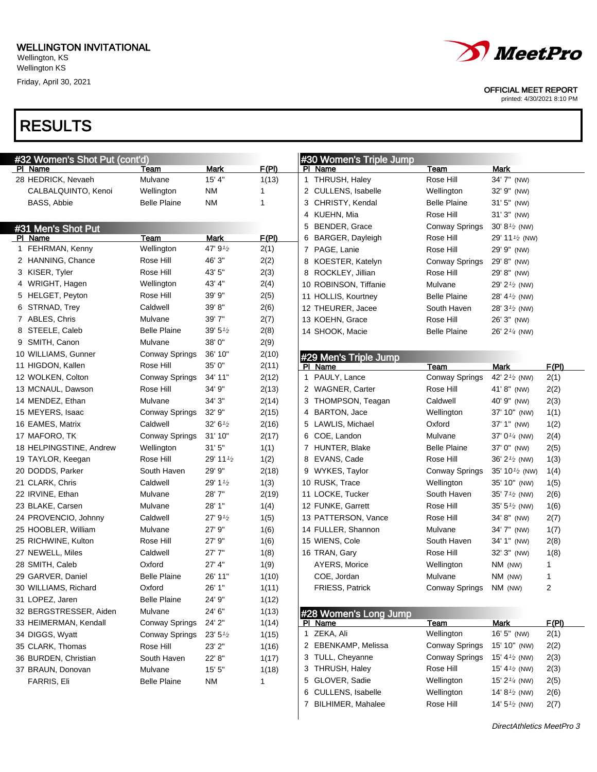WELLINGTON INVITATIONAL
Wellington, KS
Wellington KS
Friday, April 30, 2021

OFFICIAL MEET REPORT
printed: 4/30/2021 8:10 PM

# RESULTS

## #32 Women's Shot Put (cont'd)

| Pl | Name | Team | Mark | F(Pl) |
|---|---|---|---|---|
| 28 | HEDRICK, Nevaeh | Mulvane | 15' 4" | 1(13) |
| | CALBALQUINTO, Kenoi | Wellington | NM | 1 |
| | BASS, Abbie | Belle Plaine | NM | 1 |

## #31 Men's Shot Put

| Pl | Name | Team | Mark | F(Pl) |
|---|---|---|---|---|
| 1 | FEHRMAN, Kenny | Wellington | 47' 9½ | 2(1) |
| 2 | HANNING, Chance | Rose Hill | 46' 3" | 2(2) |
| 3 | KISER, Tyler | Rose Hill | 43' 5" | 2(3) |
| 4 | WRIGHT, Hagen | Wellington | 43' 4" | 2(4) |
| 5 | HELGET, Peyton | Rose Hill | 39' 9" | 2(5) |
| 6 | STRNAD, Trey | Caldwell | 39' 8" | 2(6) |
| 7 | ABLES, Chris | Mulvane | 39' 7" | 2(7) |
| 8 | STEELE, Caleb | Belle Plaine | 39' 5½ | 2(8) |
| 9 | SMITH, Canon | Mulvane | 38' 0" | 2(9) |
| 10 | WILLIAMS, Gunner | Conway Springs | 36' 10" | 2(10) |
| 11 | HIGDON, Kallen | Rose Hill | 35' 0" | 2(11) |
| 12 | WOLKEN, Colton | Conway Springs | 34' 11" | 2(12) |
| 13 | MCNAUL, Dawson | Rose Hill | 34' 9" | 2(13) |
| 14 | MENDEZ, Ethan | Mulvane | 34' 3" | 2(14) |
| 15 | MEYERS, Isaac | Conway Springs | 32' 9" | 2(15) |
| 16 | EAMES, Matrix | Caldwell | 32' 6½ | 2(16) |
| 17 | MAFORO, TK | Conway Springs | 31' 10" | 2(17) |
| 18 | HELPINGSTINE, Andrew | Wellington | 31' 5" | 1(1) |
| 19 | TAYLOR, Keegan | Rose Hill | 29' 11½ | 1(2) |
| 20 | DODDS, Parker | South Haven | 29' 9" | 2(18) |
| 21 | CLARK, Chris | Caldwell | 29' 1½ | 1(3) |
| 22 | IRVINE, Ethan | Mulvane | 28' 7" | 2(19) |
| 23 | BLAKE, Carsen | Mulvane | 28' 1" | 1(4) |
| 24 | PROVENCIO, Johnny | Caldwell | 27' 9½ | 1(5) |
| 25 | HOOBLER, William | Mulvane | 27' 9" | 1(6) |
| 25 | RICHWINE, Kulton | Rose Hill | 27' 9" | 1(6) |
| 27 | NEWELL, Miles | Caldwell | 27' 7" | 1(8) |
| 28 | SMITH, Caleb | Oxford | 27' 4" | 1(9) |
| 29 | GARVER, Daniel | Belle Plaine | 26' 11" | 1(10) |
| 30 | WILLIAMS, Richard | Oxford | 26' 1" | 1(11) |
| 31 | LOPEZ, Jaren | Belle Plaine | 24' 9" | 1(12) |
| 32 | BERGSTRESSER, Aiden | Mulvane | 24' 6" | 1(13) |
| 33 | HEIMERMAN, Kendall | Conway Springs | 24' 2" | 1(14) |
| 34 | DIGGS, Wyatt | Conway Springs | 23' 5½ | 1(15) |
| 35 | CLARK, Thomas | Rose Hill | 23' 2" | 1(16) |
| 36 | BURDEN, Christian | South Haven | 22' 8" | 1(17) |
| 37 | BRAUN, Donovan | Mulvane | 15' 5" | 1(18) |
| | FARRIS, Eli | Belle Plaine | NM | 1 |

## #30 Women's Triple Jump

| Pl | Name | Team | Mark |
|---|---|---|---|
| 1 | THRUSH, Haley | Rose Hill | 34' 7" (NW) |
| 2 | CULLENS, Isabelle | Wellington | 32' 9" (NW) |
| 3 | CHRISTY, Kendal | Belle Plaine | 31' 5" (NW) |
| 4 | KUEHN, Mia | Rose Hill | 31' 3" (NW) |
| 5 | BENDER, Grace | Conway Springs | 30' 8½ (NW) |
| 6 | BARGER, Dayleigh | Rose Hill | 29' 11½ (NW) |
| 7 | PAGE, Lanie | Rose Hill | 29' 9" (NW) |
| 8 | KOESTER, Katelyn | Conway Springs | 29' 8" (NW) |
| 8 | ROCKLEY, Jillian | Rose Hill | 29' 8" (NW) |
| 10 | ROBINSON, Tiffanie | Mulvane | 29' 2½ (NW) |
| 11 | HOLLIS, Kourtney | Belle Plaine | 28' 4½ (NW) |
| 12 | THEURER, Jacee | South Haven | 28' 3½ (NW) |
| 13 | KOEHN, Grace | Rose Hill | 26' 3" (NW) |
| 14 | SHOOK, Macie | Belle Plaine | 26' 2¼ (NW) |

## #29 Men's Triple Jump

| Pl | Name | Team | Mark | F(Pl) |
|---|---|---|---|---|
| 1 | PAULY, Lance | Conway Springs | 42' 2½ (NW) | 2(1) |
| 2 | WAGNER, Carter | Rose Hill | 41' 8" (NW) | 2(2) |
| 3 | THOMPSON, Teagan | Caldwell | 40' 9" (NW) | 2(3) |
| 4 | BARTON, Jace | Wellington | 37' 10" (NW) | 1(1) |
| 5 | LAWLIS, Michael | Oxford | 37' 1" (NW) | 1(2) |
| 6 | COE, Landon | Mulvane | 37' 0¼ (NW) | 2(4) |
| 7 | HUNTER, Blake | Belle Plaine | 37' 0" (NW) | 2(5) |
| 8 | EVANS, Cade | Rose Hill | 36' 2½ (NW) | 1(3) |
| 9 | WYKES, Taylor | Conway Springs | 35' 10½ (NW) | 1(4) |
| 10 | RUSK, Trace | Wellington | 35' 10" (NW) | 1(5) |
| 11 | LOCKE, Tucker | South Haven | 35' 7½ (NW) | 2(6) |
| 12 | FUNKE, Garrett | Rose Hill | 35' 5½ (NW) | 1(6) |
| 13 | PATTERSON, Vance | Rose Hill | 34' 8" (NW) | 2(7) |
| 14 | FULLER, Shannon | Mulvane | 34' 7" (NW) | 1(7) |
| 15 | WIENS, Cole | South Haven | 34' 1" (NW) | 2(8) |
| 16 | TRAN, Gary | Rose Hill | 32' 3" (NW) | 1(8) |
| | AYERS, Morice | Wellington | NM (NW) | 1 |
| | COE, Jordan | Mulvane | NM (NW) | 1 |
| | FRIESS, Patrick | Conway Springs | NM (NW) | 2 |

## #28 Women's Long Jump

| Pl | Name | Team | Mark | F(Pl) |
|---|---|---|---|---|
| 1 | ZEKA, Ali | Wellington | 16' 5" (NW) | 2(1) |
| 2 | EBENKAMP, Melissa | Conway Springs | 15' 10" (NW) | 2(2) |
| 3 | TULL, Cheyanne | Conway Springs | 15' 4½ (NW) | 2(3) |
| 3 | THRUSH, Haley | Rose Hill | 15' 4½ (NW) | 2(3) |
| 5 | GLOVER, Sadie | Wellington | 15' 2¼ (NW) | 2(5) |
| 6 | CULLENS, Isabelle | Wellington | 14' 8½ (NW) | 2(6) |
| 7 | BILHIMER, Mahalee | Rose Hill | 14' 5½ (NW) | 2(7) |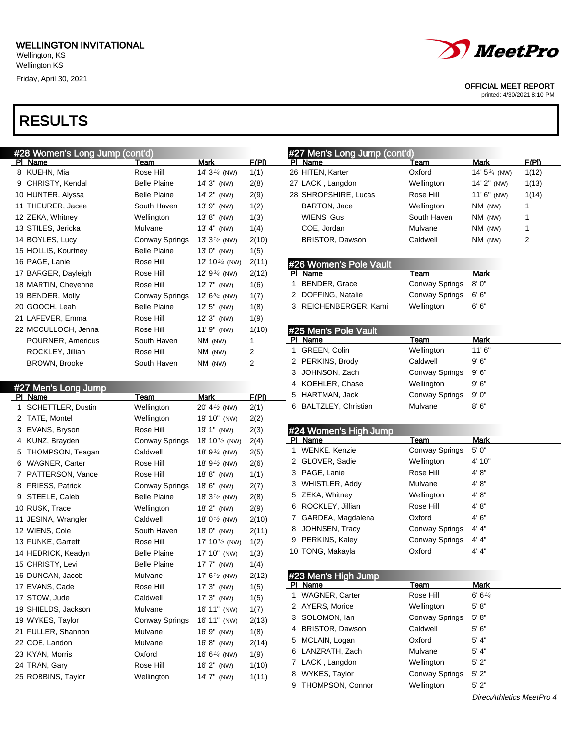# WELLINGTON INVITATIONAL

Wellington, KS
Wellington KS
Friday, April 30, 2021

OFFICIAL MEET REPORT
printed: 4/30/2021 8:10 PM

## RESULTS

### #28 Women's Long Jump (cont'd)

| Pl | Name | Team | Mark | F(Pl) |
|---|---|---|---|---|
| 8 | KUEHN, Mia | Rose Hill | 14' 3¼ (NW) | 1(1) |
| 9 | CHRISTY, Kendal | Belle Plaine | 14' 3" (NW) | 2(8) |
| 10 | HUNTER, Alyssa | Belle Plaine | 14' 2" (NW) | 2(9) |
| 11 | THEURER, Jacee | South Haven | 13' 9" (NW) | 1(2) |
| 12 | ZEKA, Whitney | Wellington | 13' 8" (NW) | 1(3) |
| 13 | STILES, Jericka | Mulvane | 13' 4" (NW) | 1(4) |
| 14 | BOYLES, Lucy | Conway Springs | 13' 3½ (NW) | 2(10) |
| 15 | HOLLIS, Kourtney | Belle Plaine | 13' 0" (NW) | 1(5) |
| 16 | PAGE, Lanie | Rose Hill | 12' 10¾ (NW) | 2(11) |
| 17 | BARGER, Dayleigh | Rose Hill | 12' 9¾ (NW) | 2(12) |
| 18 | MARTIN, Cheyenne | Rose Hill | 12' 7" (NW) | 1(6) |
| 19 | BENDER, Molly | Conway Springs | 12' 6¾ (NW) | 1(7) |
| 20 | GOOCH, Leah | Belle Plaine | 12' 5" (NW) | 1(8) |
| 21 | LAFEVER, Emma | Rose Hill | 12' 3" (NW) | 1(9) |
| 22 | MCCULLOCH, Jenna | Rose Hill | 11' 9" (NW) | 1(10) |
| | POURNER, Americus | South Haven | NM (NW) | 1 |
| | ROCKLEY, Jillian | Rose Hill | NM (NW) | 2 |
| | BROWN, Brooke | South Haven | NM (NW) | 2 |

### #27 Men's Long Jump

| Pl | Name | Team | Mark | F(Pl) |
|---|---|---|---|---|
| 1 | SCHETTLER, Dustin | Wellington | 20' 4½ (NW) | 2(1) |
| 2 | TATE, Montel | Wellington | 19' 10" (NW) | 2(2) |
| 3 | EVANS, Bryson | Rose Hill | 19' 1" (NW) | 2(3) |
| 4 | KUNZ, Brayden | Conway Springs | 18' 10½ (NW) | 2(4) |
| 5 | THOMPSON, Teagan | Caldwell | 18' 9¾ (NW) | 2(5) |
| 6 | WAGNER, Carter | Rose Hill | 18' 9½ (NW) | 2(6) |
| 7 | PATTERSON, Vance | Rose Hill | 18' 8" (NW) | 1(1) |
| 8 | FRIESS, Patrick | Conway Springs | 18' 6" (NW) | 2(7) |
| 9 | STEELE, Caleb | Belle Plaine | 18' 3½ (NW) | 2(8) |
| 10 | RUSK, Trace | Wellington | 18' 2" (NW) | 2(9) |
| 11 | JESINA, Wrangler | Caldwell | 18' 0½ (NW) | 2(10) |
| 12 | WIENS, Cole | South Haven | 18' 0" (NW) | 2(11) |
| 13 | FUNKE, Garrett | Rose Hill | 17' 10½ (NW) | 1(2) |
| 14 | HEDRICK, Keadyn | Belle Plaine | 17' 10" (NW) | 1(3) |
| 15 | CHRISTY, Levi | Belle Plaine | 17' 7" (NW) | 1(4) |
| 16 | DUNCAN, Jacob | Mulvane | 17' 6½ (NW) | 2(12) |
| 17 | EVANS, Cade | Rose Hill | 17' 3" (NW) | 1(5) |
| 17 | STOW, Jude | Caldwell | 17' 3" (NW) | 1(5) |
| 19 | SHIELDS, Jackson | Mulvane | 16' 11" (NW) | 1(7) |
| 19 | WYKES, Taylor | Conway Springs | 16' 11" (NW) | 2(13) |
| 21 | FULLER, Shannon | Mulvane | 16' 9" (NW) | 1(8) |
| 22 | COE, Landon | Mulvane | 16' 8" (NW) | 2(14) |
| 23 | KYAN, Morris | Oxford | 16' 6¼ (NW) | 1(9) |
| 24 | TRAN, Gary | Rose Hill | 16' 2" (NW) | 1(10) |
| 25 | ROBBINS, Taylor | Wellington | 14' 7" (NW) | 1(11) |
| 26 | HITEN, Karter | Oxford | 14' 5¾ (NW) | 1(12) |
| 27 | LACK , Langdon | Wellington | 14' 2" (NW) | 1(13) |
| 28 | SHROPSHIRE, Lucas | Rose Hill | 11' 6" (NW) | 1(14) |
| | BARTON, Jace | Wellington | NM (NW) | 1 |
| | WIENS, Gus | South Haven | NM (NW) | 1 |
| | COE, Jordan | Mulvane | NM (NW) | 1 |
| | BRISTOR, Dawson | Caldwell | NM (NW) | 2 |

### #26 Women's Pole Vault

| Pl | Name | Team | Mark |
|---|---|---|---|
| 1 | BENDER, Grace | Conway Springs | 8' 0" |
| 2 | DOFFING, Natalie | Conway Springs | 6' 6" |
| 3 | REICHENBERGER, Kami | Wellington | 6' 6" |

### #25 Men's Pole Vault

| Pl | Name | Team | Mark |
|---|---|---|---|
| 1 | GREEN, Colin | Wellington | 11' 6" |
| 2 | PERKINS, Brody | Caldwell | 9' 6" |
| 3 | JOHNSON, Zach | Conway Springs | 9' 6" |
| 4 | KOEHLER, Chase | Wellington | 9' 6" |
| 5 | HARTMAN, Jack | Conway Springs | 9' 0" |
| 6 | BALTZLEY, Christian | Mulvane | 8' 6" |

### #24 Women's High Jump

| Pl | Name | Team | Mark |
|---|---|---|---|
| 1 | WENKE, Kenzie | Conway Springs | 5' 0" |
| 2 | GLOVER, Sadie | Wellington | 4' 10" |
| 3 | PAGE, Lanie | Rose Hill | 4' 8" |
| 3 | WHISTLER, Addy | Mulvane | 4' 8" |
| 5 | ZEKA, Whitney | Wellington | 4' 8" |
| 6 | ROCKLEY, Jillian | Rose Hill | 4' 8" |
| 7 | GARDEA, Magdalena | Oxford | 4' 6" |
| 8 | JOHNSEN, Tracy | Conway Springs | 4' 4" |
| 9 | PERKINS, Kaley | Conway Springs | 4' 4" |
| 10 | TONG, Makayla | Oxford | 4' 4" |

### #23 Men's High Jump

| Pl | Name | Team | Mark |
|---|---|---|---|
| 1 | WAGNER, Carter | Rose Hill | 6' 6¼ |
| 2 | AYERS, Morice | Wellington | 5' 8" |
| 3 | SOLOMON, Ian | Conway Springs | 5' 8" |
| 4 | BRISTOR, Dawson | Caldwell | 5' 6" |
| 5 | MCLAIN, Logan | Oxford | 5' 4" |
| 6 | LANZRATH, Zach | Mulvane | 5' 4" |
| 7 | LACK , Langdon | Wellington | 5' 2" |
| 8 | WYKES, Taylor | Conway Springs | 5' 2" |
| 9 | THOMPSON, Connor | Wellington | 5' 2" |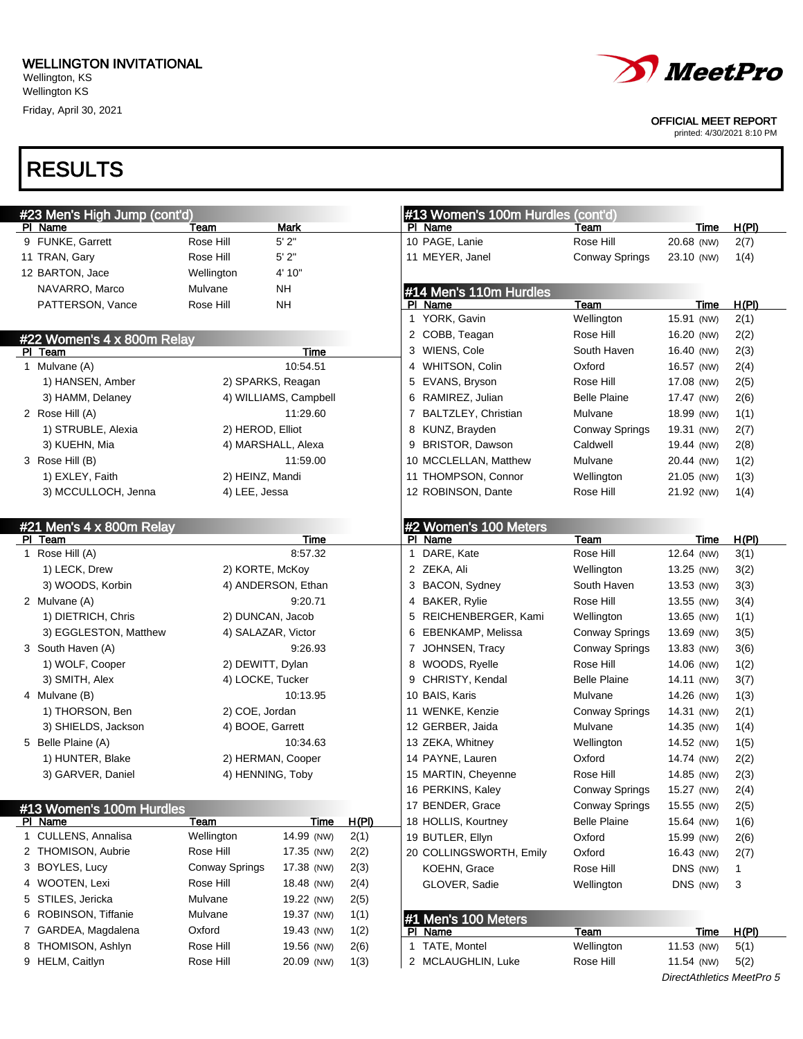WELLINGTON INVITATIONAL
Wellington, KS
Wellington KS
Friday, April 30, 2021

OFFICIAL MEET REPORT
printed: 4/30/2021 8:10 PM

# RESULTS

## #23 Men's High Jump (cont'd)

| Pl | Name | Team | Mark |
|---|---|---|---|
| 9 | FUNKE, Garrett | Rose Hill | 5' 2" |
| 11 | TRAN, Gary | Rose Hill | 5' 2" |
| 12 | BARTON, Jace | Wellington | 4' 10" |
| | NAVARRO, Marco | Mulvane | NH |
| | PATTERSON, Vance | Rose Hill | NH |

## #22 Women's 4 x 800m Relay

| Pl | Team | Time |
|---|---|---|
| 1 | Mulvane (A) | 10:54.51 |
| | 1) HANSEN, Amber; 2) SPARKS, Reagan; 3) HAMM, Delaney; 4) WILLIAMS, Campbell | |
| 2 | Rose Hill (A) | 11:29.60 |
| | 1) STRUBLE, Alexia; 2) HEROD, Elliot; 3) KUEHN, Mia; 4) MARSHALL, Alexa | |
| 3 | Rose Hill (B) | 11:59.00 |
| | 1) EXLEY, Faith; 2) HEINZ, Mandi; 3) MCCULLOCH, Jenna; 4) LEE, Jessa | |

## #21 Men's 4 x 800m Relay

| Pl | Team | Time |
|---|---|---|
| 1 | Rose Hill (A) | 8:57.32 |
| | 1) LECK, Drew; 2) KORTE, McKoy; 3) WOODS, Korbin; 4) ANDERSON, Ethan | |
| 2 | Mulvane (A) | 9:20.71 |
| | 1) DIETRICH, Chris; 2) DUNCAN, Jacob; 3) EGGLESTON, Matthew; 4) SALAZAR, Victor | |
| 3 | South Haven (A) | 9:26.93 |
| | 1) WOLF, Cooper; 2) DEWITT, Dylan; 3) SMITH, Alex; 4) LOCKE, Tucker | |
| 4 | Mulvane (B) | 10:13.95 |
| | 1) THORSON, Ben; 2) COE, Jordan; 3) SHIELDS, Jackson; 4) BOOE, Garrett | |
| 5 | Belle Plaine (A) | 10:34.63 |
| | 1) HUNTER, Blake; 2) HERMAN, Cooper; 3) GARVER, Daniel; 4) HENNING, Toby | |

## #13 Women's 100m Hurdles

| Pl | Name | Team | Time | H(Pl) |
|---|---|---|---|---|
| 1 | CULLENS, Annalisa | Wellington | 14.99 (NW) | 2(1) |
| 2 | THOMISON, Aubrie | Rose Hill | 17.35 (NW) | 2(2) |
| 3 | BOYLES, Lucy | Conway Springs | 17.38 (NW) | 2(3) |
| 4 | WOOTEN, Lexi | Rose Hill | 18.48 (NW) | 2(4) |
| 5 | STILES, Jericka | Mulvane | 19.22 (NW) | 2(5) |
| 6 | ROBINSON, Tiffanie | Mulvane | 19.37 (NW) | 1(1) |
| 7 | GARDEA, Magdalena | Oxford | 19.43 (NW) | 1(2) |
| 8 | THOMISON, Ashlyn | Rose Hill | 19.56 (NW) | 2(6) |
| 9 | HELM, Caitlyn | Rose Hill | 20.09 (NW) | 1(3) |
| 10 | PAGE, Lanie | Rose Hill | 20.68 (NW) | 2(7) |
| 11 | MEYER, Janel | Conway Springs | 23.10 (NW) | 1(4) |

## #14 Men's 110m Hurdles

| Pl | Name | Team | Time | H(Pl) |
|---|---|---|---|---|
| 1 | YORK, Gavin | Wellington | 15.91 (NW) | 2(1) |
| 2 | COBB, Teagan | Rose Hill | 16.20 (NW) | 2(2) |
| 3 | WIENS, Cole | South Haven | 16.40 (NW) | 2(3) |
| 4 | WHITSON, Colin | Oxford | 16.57 (NW) | 2(4) |
| 5 | EVANS, Bryson | Rose Hill | 17.08 (NW) | 2(5) |
| 6 | RAMIREZ, Julian | Belle Plaine | 17.47 (NW) | 2(6) |
| 7 | BALTZLEY, Christian | Mulvane | 18.99 (NW) | 1(1) |
| 8 | KUNZ, Brayden | Conway Springs | 19.31 (NW) | 2(7) |
| 9 | BRISTOR, Dawson | Caldwell | 19.44 (NW) | 2(8) |
| 10 | MCCLELLAN, Matthew | Mulvane | 20.44 (NW) | 1(2) |
| 11 | THOMPSON, Connor | Wellington | 21.05 (NW) | 1(3) |
| 12 | ROBINSON, Dante | Rose Hill | 21.92 (NW) | 1(4) |

## #2 Women's 100 Meters

| Pl | Name | Team | Time | H(Pl) |
|---|---|---|---|---|
| 1 | DARE, Kate | Rose Hill | 12.64 (NW) | 3(1) |
| 2 | ZEKA, Ali | Wellington | 13.25 (NW) | 3(2) |
| 3 | BACON, Sydney | South Haven | 13.53 (NW) | 3(3) |
| 4 | BAKER, Rylie | Rose Hill | 13.55 (NW) | 3(4) |
| 5 | REICHENBERGER, Kami | Wellington | 13.65 (NW) | 1(1) |
| 6 | EBENKAMP, Melissa | Conway Springs | 13.69 (NW) | 3(5) |
| 7 | JOHNSEN, Tracy | Conway Springs | 13.83 (NW) | 3(6) |
| 8 | WOODS, Ryelle | Rose Hill | 14.06 (NW) | 1(2) |
| 9 | CHRISTY, Kendal | Belle Plaine | 14.11 (NW) | 3(7) |
| 10 | BAIS, Karis | Mulvane | 14.26 (NW) | 1(3) |
| 11 | WENKE, Kenzie | Conway Springs | 14.31 (NW) | 2(1) |
| 12 | GERBER, Jaida | Mulvane | 14.35 (NW) | 1(4) |
| 13 | ZEKA, Whitney | Wellington | 14.52 (NW) | 1(5) |
| 14 | PAYNE, Lauren | Oxford | 14.74 (NW) | 2(2) |
| 15 | MARTIN, Cheyenne | Rose Hill | 14.85 (NW) | 2(3) |
| 16 | PERKINS, Kaley | Conway Springs | 15.27 (NW) | 2(4) |
| 17 | BENDER, Grace | Conway Springs | 15.55 (NW) | 2(5) |
| 18 | HOLLIS, Kourtney | Belle Plaine | 15.64 (NW) | 1(6) |
| 19 | BUTLER, Ellyn | Oxford | 15.99 (NW) | 2(6) |
| 20 | COLLINGSWORTH, Emily | Oxford | 16.43 (NW) | 2(7) |
| | KOEHN, Grace | Rose Hill | DNS (NW) | 1 |
| | GLOVER, Sadie | Wellington | DNS (NW) | 3 |

## #1 Men's 100 Meters

| Pl | Name | Team | Time | H(Pl) |
|---|---|---|---|---|
| 1 | TATE, Montel | Wellington | 11.53 (NW) | 5(1) |
| 2 | MCLAUGHLIN, Luke | Rose Hill | 11.54 (NW) | 5(2) |

*DirectAthletics MeetPro 5*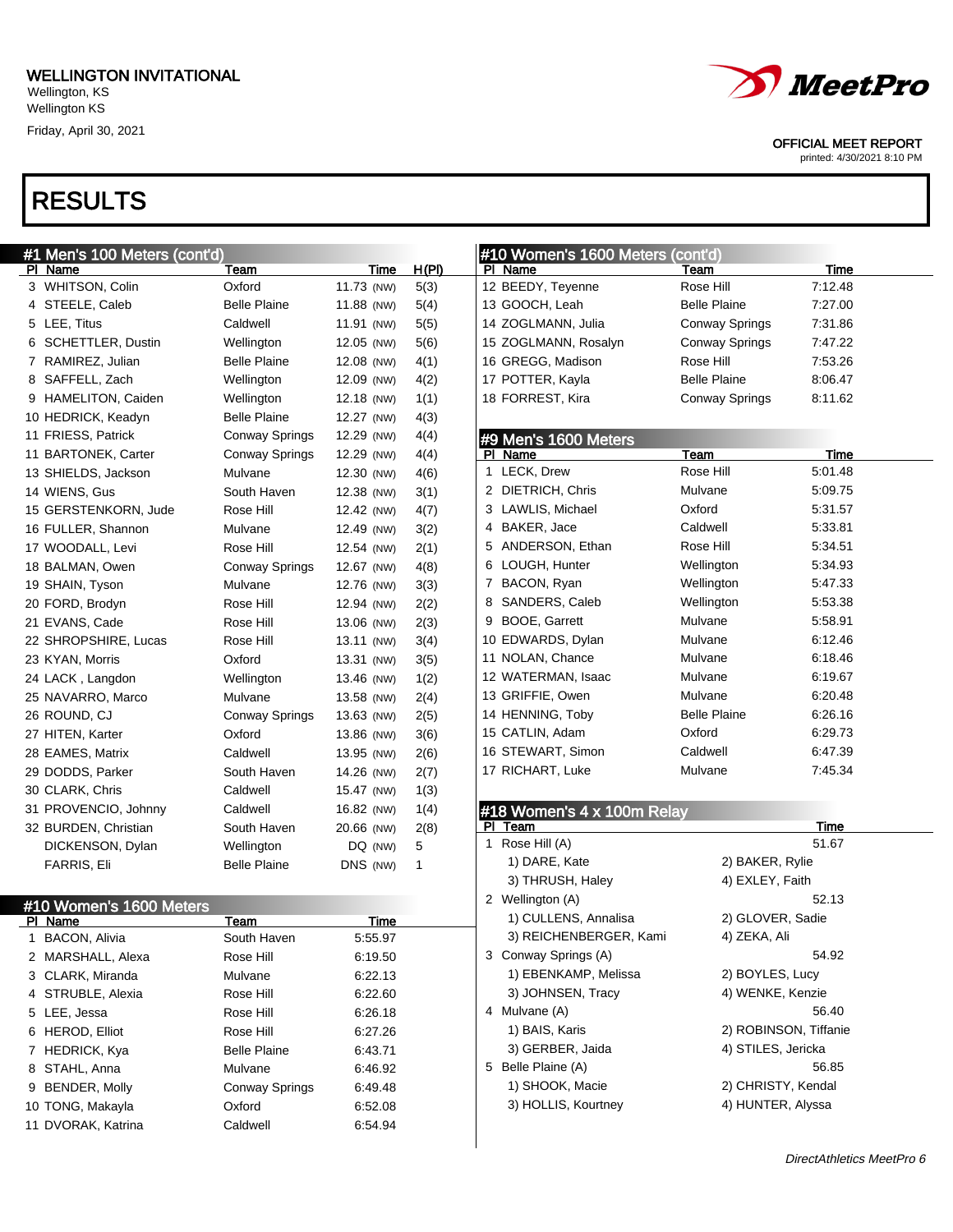WELLINGTON INVITATIONAL
Wellington, KS
Wellington KS
Friday, April 30, 2021

OFFICIAL MEET REPORT
printed: 4/30/2021 8:10 PM

# RESULTS

## #1 Men's 100 Meters (cont'd)

| Pl | Name | Team | Time | | H(Pl) |
|---|---|---|---|---|---|
| 3 | WHITSON, Colin | Oxford | 11.73 | (NW) | 5(3) |
| 4 | STEELE, Caleb | Belle Plaine | 11.88 | (NW) | 5(4) |
| 5 | LEE, Titus | Caldwell | 11.91 | (NW) | 5(5) |
| 6 | SCHETTLER, Dustin | Wellington | 12.05 | (NW) | 5(6) |
| 7 | RAMIREZ, Julian | Belle Plaine | 12.08 | (NW) | 4(1) |
| 8 | SAFFELL, Zach | Wellington | 12.09 | (NW) | 4(2) |
| 9 | HAMELITON, Caiden | Wellington | 12.18 | (NW) | 1(1) |
| 10 | HEDRICK, Keadyn | Belle Plaine | 12.27 | (NW) | 4(3) |
| 11 | FRIESS, Patrick | Conway Springs | 12.29 | (NW) | 4(4) |
| 11 | BARTONEK, Carter | Conway Springs | 12.29 | (NW) | 4(4) |
| 13 | SHIELDS, Jackson | Mulvane | 12.30 | (NW) | 4(6) |
| 14 | WIENS, Gus | South Haven | 12.38 | (NW) | 3(1) |
| 15 | GERSTENKORN, Jude | Rose Hill | 12.42 | (NW) | 4(7) |
| 16 | FULLER, Shannon | Mulvane | 12.49 | (NW) | 3(2) |
| 17 | WOODALL, Levi | Rose Hill | 12.54 | (NW) | 2(1) |
| 18 | BALMAN, Owen | Conway Springs | 12.67 | (NW) | 4(8) |
| 19 | SHAIN, Tyson | Mulvane | 12.76 | (NW) | 3(3) |
| 20 | FORD, Brodyn | Rose Hill | 12.94 | (NW) | 2(2) |
| 21 | EVANS, Cade | Rose Hill | 13.06 | (NW) | 2(3) |
| 22 | SHROPSHIRE, Lucas | Rose Hill | 13.11 | (NW) | 3(4) |
| 23 | KYAN, Morris | Oxford | 13.31 | (NW) | 3(5) |
| 24 | LACK , Langdon | Wellington | 13.46 | (NW) | 1(2) |
| 25 | NAVARRO, Marco | Mulvane | 13.58 | (NW) | 2(4) |
| 26 | ROUND, CJ | Conway Springs | 13.63 | (NW) | 2(5) |
| 27 | HITEN, Karter | Oxford | 13.86 | (NW) | 3(6) |
| 28 | EAMES, Matrix | Caldwell | 13.95 | (NW) | 2(6) |
| 29 | DODDS, Parker | South Haven | 14.26 | (NW) | 2(7) |
| 30 | CLARK, Chris | Caldwell | 15.47 | (NW) | 1(3) |
| 31 | PROVENCIO, Johnny | Caldwell | 16.82 | (NW) | 1(4) |
| 32 | BURDEN, Christian | South Haven | 20.66 | (NW) | 2(8) |
| | DICKENSON, Dylan | Wellington | DQ | (NW) | 5 |
| | FARRIS, Eli | Belle Plaine | DNS | (NW) | 1 |

## #10 Women's 1600 Meters

| Pl | Name | Team | Time |
|---|---|---|---|
| 1 | BACON, Alivia | South Haven | 5:55.97 |
| 2 | MARSHALL, Alexa | Rose Hill | 6:19.50 |
| 3 | CLARK, Miranda | Mulvane | 6:22.13 |
| 4 | STRUBLE, Alexia | Rose Hill | 6:22.60 |
| 5 | LEE, Jessa | Rose Hill | 6:26.18 |
| 6 | HEROD, Elliot | Rose Hill | 6:27.26 |
| 7 | HEDRICK, Kya | Belle Plaine | 6:43.71 |
| 8 | STAHL, Anna | Mulvane | 6:46.92 |
| 9 | BENDER, Molly | Conway Springs | 6:49.48 |
| 10 | TONG, Makayla | Oxford | 6:52.08 |
| 11 | DVORAK, Katrina | Caldwell | 6:54.94 |

## #10 Women's 1600 Meters (cont'd)

| Pl | Name | Team | Time |
|---|---|---|---|
| 12 | BEEDY, Teyenne | Rose Hill | 7:12.48 |
| 13 | GOOCH, Leah | Belle Plaine | 7:27.00 |
| 14 | ZOGLMANN, Julia | Conway Springs | 7:31.86 |
| 15 | ZOGLMANN, Rosalyn | Conway Springs | 7:47.22 |
| 16 | GREGG, Madison | Rose Hill | 7:53.26 |
| 17 | POTTER, Kayla | Belle Plaine | 8:06.47 |
| 18 | FORREST, Kira | Conway Springs | 8:11.62 |

## #9 Men's 1600 Meters

| Pl | Name | Team | Time |
|---|---|---|---|
| 1 | LECK, Drew | Rose Hill | 5:01.48 |
| 2 | DIETRICH, Chris | Mulvane | 5:09.75 |
| 3 | LAWLIS, Michael | Oxford | 5:31.57 |
| 4 | BAKER, Jace | Caldwell | 5:33.81 |
| 5 | ANDERSON, Ethan | Rose Hill | 5:34.51 |
| 6 | LOUGH, Hunter | Wellington | 5:34.93 |
| 7 | BACON, Ryan | Wellington | 5:47.33 |
| 8 | SANDERS, Caleb | Wellington | 5:53.38 |
| 9 | BOOE, Garrett | Mulvane | 5:58.91 |
| 10 | EDWARDS, Dylan | Mulvane | 6:12.46 |
| 11 | NOLAN, Chance | Mulvane | 6:18.46 |
| 12 | WATERMAN, Isaac | Mulvane | 6:19.67 |
| 13 | GRIFFIE, Owen | Mulvane | 6:20.48 |
| 14 | HENNING, Toby | Belle Plaine | 6:26.16 |
| 15 | CATLIN, Adam | Oxford | 6:29.73 |
| 16 | STEWART, Simon | Caldwell | 6:47.39 |
| 17 | RICHART, Luke | Mulvane | 7:45.34 |

## #18 Women's 4 x 100m Relay

| Pl | Team | | Time |
|---|---|---|---|
| 1 | Rose Hill (A) | | 51.67 |
| | 1) DARE, Kate | 2) BAKER, Rylie | |
| | 3) THRUSH, Haley | 4) EXLEY, Faith | |
| 2 | Wellington (A) | | 52.13 |
| | 1) CULLENS, Annalisa | 2) GLOVER, Sadie | |
| | 3) REICHENBERGER, Kami | 4) ZEKA, Ali | |
| 3 | Conway Springs (A) | | 54.92 |
| | 1) EBENKAMP, Melissa | 2) BOYLES, Lucy | |
| | 3) JOHNSEN, Tracy | 4) WENKE, Kenzie | |
| 4 | Mulvane (A) | | 56.40 |
| | 1) BAIS, Karis | 2) ROBINSON, Tiffanie | |
| | 3) GERBER, Jaida | 4) STILES, Jericka | |
| 5 | Belle Plaine (A) | | 56.85 |
| | 1) SHOOK, Macie | 2) CHRISTY, Kendal | |
| | 3) HOLLIS, Kourtney | 4) HUNTER, Alyssa | |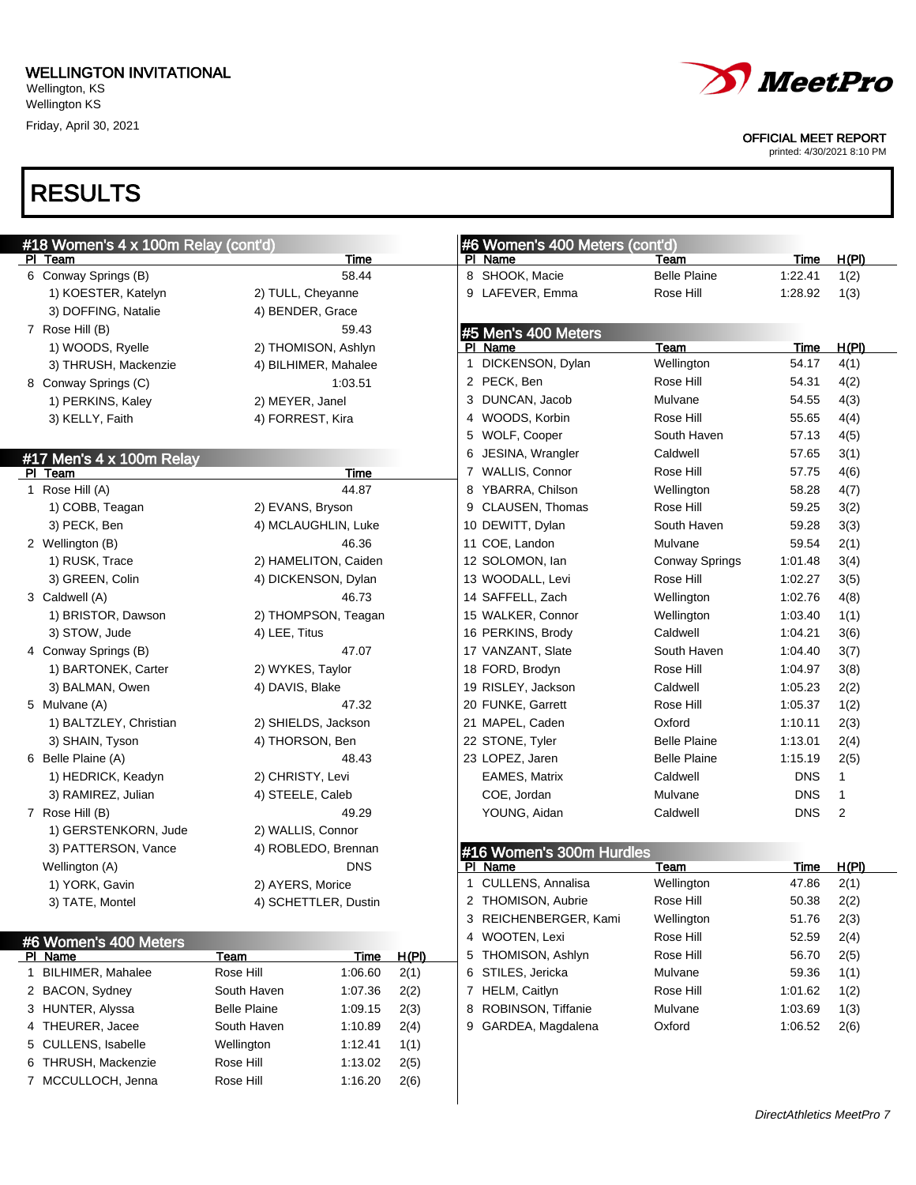WELLINGTON INVITATIONAL
Wellington, KS
Wellington KS
Friday, April 30, 2021

OFFICIAL MEET REPORT
printed: 4/30/2021 8:10 PM

# RESULTS

## #18 Women's 4 x 100m Relay (cont'd)

| Pl | Team | | Time |
|---|---|---|---|
| 6 | Conway Springs (B) | | 58.44 |
| | 1) KOESTER, Katelyn | 2) TULL, Cheyanne | |
| | 3) DOFFING, Natalie | 4) BENDER, Grace | |
| 7 | Rose Hill (B) | | 59.43 |
| | 1) WOODS, Ryelle | 2) THOMISON, Ashlyn | |
| | 3) THRUSH, Mackenzie | 4) BILHIMER, Mahalee | |
| 8 | Conway Springs (C) | | 1:03.51 |
| | 1) PERKINS, Kaley | 2) MEYER, Janel | |
| | 3) KELLY, Faith | 4) FORREST, Kira | |

## #17 Men's 4 x 100m Relay

| Pl | Team | | Time |
|---|---|---|---|
| 1 | Rose Hill (A) | | 44.87 |
| | 1) COBB, Teagan | 2) EVANS, Bryson | |
| | 3) PECK, Ben | 4) MCLAUGHLIN, Luke | |
| 2 | Wellington (B) | | 46.36 |
| | 1) RUSK, Trace | 2) HAMELITON, Caiden | |
| | 3) GREEN, Colin | 4) DICKENSON, Dylan | |
| 3 | Caldwell (A) | | 46.73 |
| | 1) BRISTOR, Dawson | 2) THOMPSON, Teagan | |
| | 3) STOW, Jude | 4) LEE, Titus | |
| 4 | Conway Springs (B) | | 47.07 |
| | 1) BARTONEK, Carter | 2) WYKES, Taylor | |
| | 3) BALMAN, Owen | 4) DAVIS, Blake | |
| 5 | Mulvane (A) | | 47.32 |
| | 1) BALTZLEY, Christian | 2) SHIELDS, Jackson | |
| | 3) SHAIN, Tyson | 4) THORSON, Ben | |
| 6 | Belle Plaine (A) | | 48.43 |
| | 1) HEDRICK, Keadyn | 2) CHRISTY, Levi | |
| | 3) RAMIREZ, Julian | 4) STEELE, Caleb | |
| 7 | Rose Hill (B) | | 49.29 |
| | 1) GERSTENKORN, Jude | 2) WALLIS, Connor | |
| | 3) PATTERSON, Vance | 4) ROBLEDO, Brennan | |
| | Wellington (A) | | DNS |
| | 1) YORK, Gavin | 2) AYERS, Morice | |
| | 3) TATE, Montel | 4) SCHETTLER, Dustin | |

## #6 Women's 400 Meters

| Pl | Name | Team | Time | H(Pl) |
|---|---|---|---|---|
| 1 | BILHIMER, Mahalee | Rose Hill | 1:06.60 | 2(1) |
| 2 | BACON, Sydney | South Haven | 1:07.36 | 2(2) |
| 3 | HUNTER, Alyssa | Belle Plaine | 1:09.15 | 2(3) |
| 4 | THEURER, Jacee | South Haven | 1:10.89 | 2(4) |
| 5 | CULLENS, Isabelle | Wellington | 1:12.41 | 1(1) |
| 6 | THRUSH, Mackenzie | Rose Hill | 1:13.02 | 2(5) |
| 7 | MCCULLOCH, Jenna | Rose Hill | 1:16.20 | 2(6) |
| 8 | SHOOK, Macie | Belle Plaine | 1:22.41 | 1(2) |
| 9 | LAFEVER, Emma | Rose Hill | 1:28.92 | 1(3) |

## #5 Men's 400 Meters

| Pl | Name | Team | Time | H(Pl) |
|---|---|---|---|---|
| 1 | DICKENSON, Dylan | Wellington | 54.17 | 4(1) |
| 2 | PECK, Ben | Rose Hill | 54.31 | 4(2) |
| 3 | DUNCAN, Jacob | Mulvane | 54.55 | 4(3) |
| 4 | WOODS, Korbin | Rose Hill | 55.65 | 4(4) |
| 5 | WOLF, Cooper | South Haven | 57.13 | 4(5) |
| 6 | JESINA, Wrangler | Caldwell | 57.65 | 3(1) |
| 7 | WALLIS, Connor | Rose Hill | 57.75 | 4(6) |
| 8 | YBARRA, Chilson | Wellington | 58.28 | 4(7) |
| 9 | CLAUSEN, Thomas | Rose Hill | 59.25 | 3(2) |
| 10 | DEWITT, Dylan | South Haven | 59.28 | 3(3) |
| 11 | COE, Landon | Mulvane | 59.54 | 2(1) |
| 12 | SOLOMON, Ian | Conway Springs | 1:01.48 | 3(4) |
| 13 | WOODALL, Levi | Rose Hill | 1:02.27 | 3(5) |
| 14 | SAFFELL, Zach | Wellington | 1:02.76 | 4(8) |
| 15 | WALKER, Connor | Wellington | 1:03.40 | 1(1) |
| 16 | PERKINS, Brody | Caldwell | 1:04.21 | 3(6) |
| 17 | VANZANT, Slate | South Haven | 1:04.40 | 3(7) |
| 18 | FORD, Brodyn | Rose Hill | 1:04.97 | 3(8) |
| 19 | RISLEY, Jackson | Caldwell | 1:05.23 | 2(2) |
| 20 | FUNKE, Garrett | Rose Hill | 1:05.37 | 1(2) |
| 21 | MAPEL, Caden | Oxford | 1:10.11 | 2(3) |
| 22 | STONE, Tyler | Belle Plaine | 1:13.01 | 2(4) |
| 23 | LOPEZ, Jaren | Belle Plaine | 1:15.19 | 2(5) |
| | EAMES, Matrix | Caldwell | DNS | 1 |
| | COE, Jordan | Mulvane | DNS | 1 |
| | YOUNG, Aidan | Caldwell | DNS | 2 |

## #16 Women's 300m Hurdles

| Pl | Name | Team | Time | H(Pl) |
|---|---|---|---|---|
| 1 | CULLENS, Annalisa | Wellington | 47.86 | 2(1) |
| 2 | THOMISON, Aubrie | Rose Hill | 50.38 | 2(2) |
| 3 | REICHENBERGER, Kami | Wellington | 51.76 | 2(3) |
| 4 | WOOTEN, Lexi | Rose Hill | 52.59 | 2(4) |
| 5 | THOMISON, Ashlyn | Rose Hill | 56.70 | 2(5) |
| 6 | STILES, Jericka | Mulvane | 59.36 | 1(1) |
| 7 | HELM, Caitlyn | Rose Hill | 1:01.62 | 1(2) |
| 8 | ROBINSON, Tiffanie | Mulvane | 1:03.69 | 1(3) |
| 9 | GARDEA, Magdalena | Oxford | 1:06.52 | 2(6) |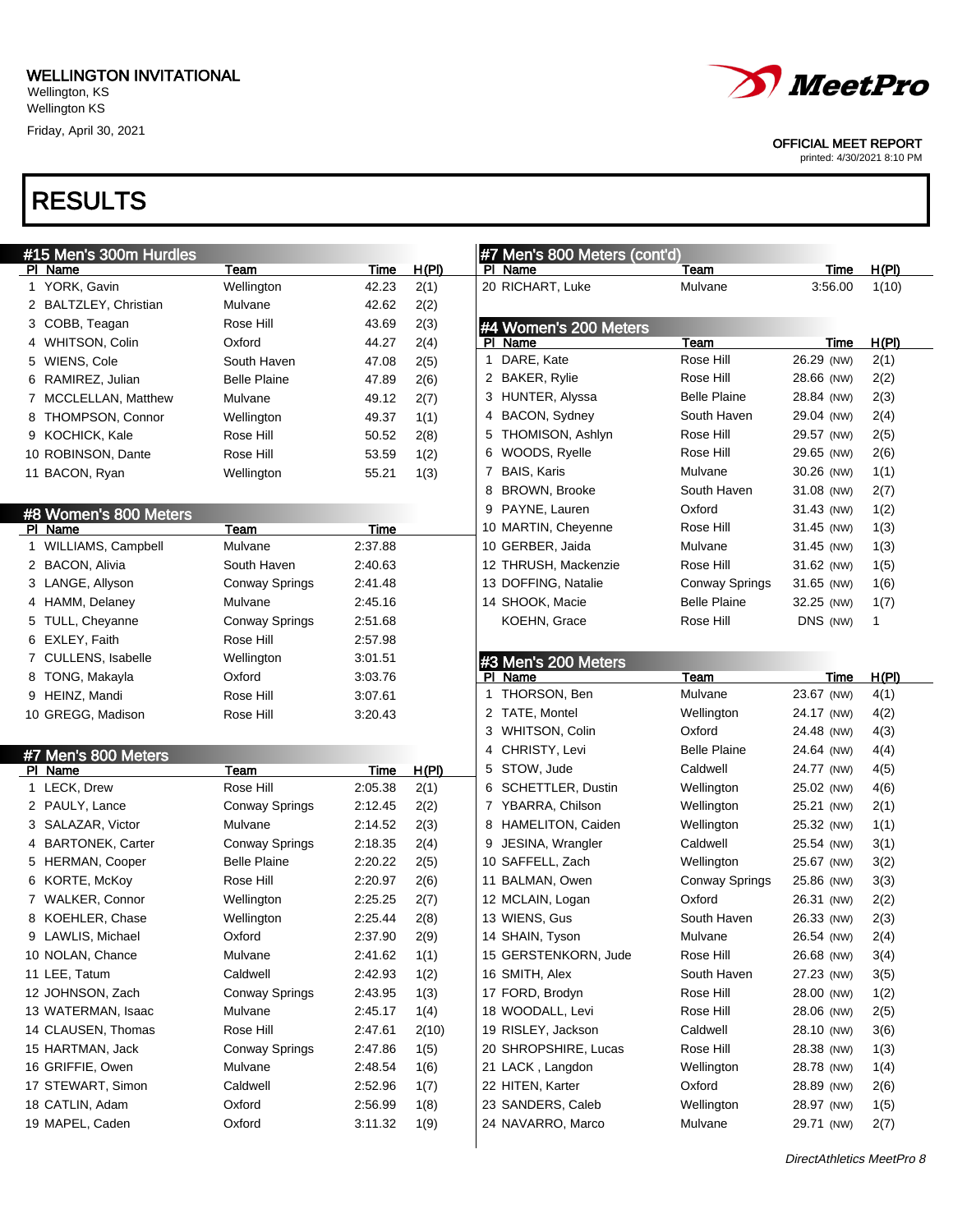WELLINGTON INVITATIONAL
Wellington, KS
Wellington KS
Friday, April 30, 2021

OFFICIAL MEET REPORT
printed: 4/30/2021 8:10 PM

# RESULTS

## #15 Men's 300m Hurdles

| Pl | Name | Team | Time | H(Pl) |
|---|---|---|---|---|
| 1 | YORK, Gavin | Wellington | 42.23 | 2(1) |
| 2 | BALTZLEY, Christian | Mulvane | 42.62 | 2(2) |
| 3 | COBB, Teagan | Rose Hill | 43.69 | 2(3) |
| 4 | WHITSON, Colin | Oxford | 44.27 | 2(4) |
| 5 | WIENS, Cole | South Haven | 47.08 | 2(5) |
| 6 | RAMIREZ, Julian | Belle Plaine | 47.89 | 2(6) |
| 7 | MCCLELLAN, Matthew | Mulvane | 49.12 | 2(7) |
| 8 | THOMPSON, Connor | Wellington | 49.37 | 1(1) |
| 9 | KOCHICK, Kale | Rose Hill | 50.52 | 2(8) |
| 10 | ROBINSON, Dante | Rose Hill | 53.59 | 1(2) |
| 11 | BACON, Ryan | Wellington | 55.21 | 1(3) |

## #8 Women's 800 Meters

| Pl | Name | Team | Time |
|---|---|---|---|
| 1 | WILLIAMS, Campbell | Mulvane | 2:37.88 |
| 2 | BACON, Alivia | South Haven | 2:40.63 |
| 3 | LANGE, Allyson | Conway Springs | 2:41.48 |
| 4 | HAMM, Delaney | Mulvane | 2:45.16 |
| 5 | TULL, Cheyanne | Conway Springs | 2:51.68 |
| 6 | EXLEY, Faith | Rose Hill | 2:57.98 |
| 7 | CULLENS, Isabelle | Wellington | 3:01.51 |
| 8 | TONG, Makayla | Oxford | 3:03.76 |
| 9 | HEINZ, Mandi | Rose Hill | 3:07.61 |
| 10 | GREGG, Madison | Rose Hill | 3:20.43 |

## #7 Men's 800 Meters

| Pl | Name | Team | Time | H(Pl) |
|---|---|---|---|---|
| 1 | LECK, Drew | Rose Hill | 2:05.38 | 2(1) |
| 2 | PAULY, Lance | Conway Springs | 2:12.45 | 2(2) |
| 3 | SALAZAR, Victor | Mulvane | 2:14.52 | 2(3) |
| 4 | BARTONEK, Carter | Conway Springs | 2:18.35 | 2(4) |
| 5 | HERMAN, Cooper | Belle Plaine | 2:20.22 | 2(5) |
| 6 | KORTE, McKoy | Rose Hill | 2:20.97 | 2(6) |
| 7 | WALKER, Connor | Wellington | 2:25.25 | 2(7) |
| 8 | KOEHLER, Chase | Wellington | 2:25.44 | 2(8) |
| 9 | LAWLIS, Michael | Oxford | 2:37.90 | 2(9) |
| 10 | NOLAN, Chance | Mulvane | 2:41.62 | 1(1) |
| 11 | LEE, Tatum | Caldwell | 2:42.93 | 1(2) |
| 12 | JOHNSON, Zach | Conway Springs | 2:43.95 | 1(3) |
| 13 | WATERMAN, Isaac | Mulvane | 2:45.17 | 1(4) |
| 14 | CLAUSEN, Thomas | Rose Hill | 2:47.61 | 2(10) |
| 15 | HARTMAN, Jack | Conway Springs | 2:47.86 | 1(5) |
| 16 | GRIFFIE, Owen | Mulvane | 2:48.54 | 1(6) |
| 17 | STEWART, Simon | Caldwell | 2:52.96 | 1(7) |
| 18 | CATLIN, Adam | Oxford | 2:56.99 | 1(8) |
| 19 | MAPEL, Caden | Oxford | 3:11.32 | 1(9) |
| 20 | RICHART, Luke | Mulvane | 3:56.00 | 1(10) |

## #4 Women's 200 Meters

| Pl | Name | Team | Time | H(Pl) |
|---|---|---|---|---|
| 1 | DARE, Kate | Rose Hill | 26.29 (NW) | 2(1) |
| 2 | BAKER, Rylie | Rose Hill | 28.66 (NW) | 2(2) |
| 3 | HUNTER, Alyssa | Belle Plaine | 28.84 (NW) | 2(3) |
| 4 | BACON, Sydney | South Haven | 29.04 (NW) | 2(4) |
| 5 | THOMISON, Ashlyn | Rose Hill | 29.57 (NW) | 2(5) |
| 6 | WOODS, Ryelle | Rose Hill | 29.65 (NW) | 2(6) |
| 7 | BAIS, Karis | Mulvane | 30.26 (NW) | 1(1) |
| 8 | BROWN, Brooke | South Haven | 31.08 (NW) | 2(7) |
| 9 | PAYNE, Lauren | Oxford | 31.43 (NW) | 1(2) |
| 10 | MARTIN, Cheyenne | Rose Hill | 31.45 (NW) | 1(3) |
| 10 | GERBER, Jaida | Mulvane | 31.45 (NW) | 1(3) |
| 12 | THRUSH, Mackenzie | Rose Hill | 31.62 (NW) | 1(5) |
| 13 | DOFFING, Natalie | Conway Springs | 31.65 (NW) | 1(6) |
| 14 | SHOOK, Macie | Belle Plaine | 32.25 (NW) | 1(7) |
|  | KOEHN, Grace | Rose Hill | DNS (NW) | 1 |

## #3 Men's 200 Meters

| Pl | Name | Team | Time | H(Pl) |
|---|---|---|---|---|
| 1 | THORSON, Ben | Mulvane | 23.67 (NW) | 4(1) |
| 2 | TATE, Montel | Wellington | 24.17 (NW) | 4(2) |
| 3 | WHITSON, Colin | Oxford | 24.48 (NW) | 4(3) |
| 4 | CHRISTY, Levi | Belle Plaine | 24.64 (NW) | 4(4) |
| 5 | STOW, Jude | Caldwell | 24.77 (NW) | 4(5) |
| 6 | SCHETTLER, Dustin | Wellington | 25.02 (NW) | 4(6) |
| 7 | YBARRA, Chilson | Wellington | 25.21 (NW) | 2(1) |
| 8 | HAMELITON, Caiden | Wellington | 25.32 (NW) | 1(1) |
| 9 | JESINA, Wrangler | Caldwell | 25.54 (NW) | 3(1) |
| 10 | SAFFELL, Zach | Wellington | 25.67 (NW) | 3(2) |
| 11 | BALMAN, Owen | Conway Springs | 25.86 (NW) | 3(3) |
| 12 | MCLAIN, Logan | Oxford | 26.31 (NW) | 2(2) |
| 13 | WIENS, Gus | South Haven | 26.33 (NW) | 2(3) |
| 14 | SHAIN, Tyson | Mulvane | 26.54 (NW) | 2(4) |
| 15 | GERSTENKORN, Jude | Rose Hill | 26.68 (NW) | 3(4) |
| 16 | SMITH, Alex | South Haven | 27.23 (NW) | 3(5) |
| 17 | FORD, Brodyn | Rose Hill | 28.00 (NW) | 1(2) |
| 18 | WOODALL, Levi | Rose Hill | 28.06 (NW) | 2(5) |
| 19 | RISLEY, Jackson | Caldwell | 28.10 (NW) | 3(6) |
| 20 | SHROPSHIRE, Lucas | Rose Hill | 28.38 (NW) | 1(3) |
| 21 | LACK , Langdon | Wellington | 28.78 (NW) | 1(4) |
| 22 | HITEN, Karter | Oxford | 28.89 (NW) | 2(6) |
| 23 | SANDERS, Caleb | Wellington | 28.97 (NW) | 1(5) |
| 24 | NAVARRO, Marco | Mulvane | 29.71 (NW) | 2(7) |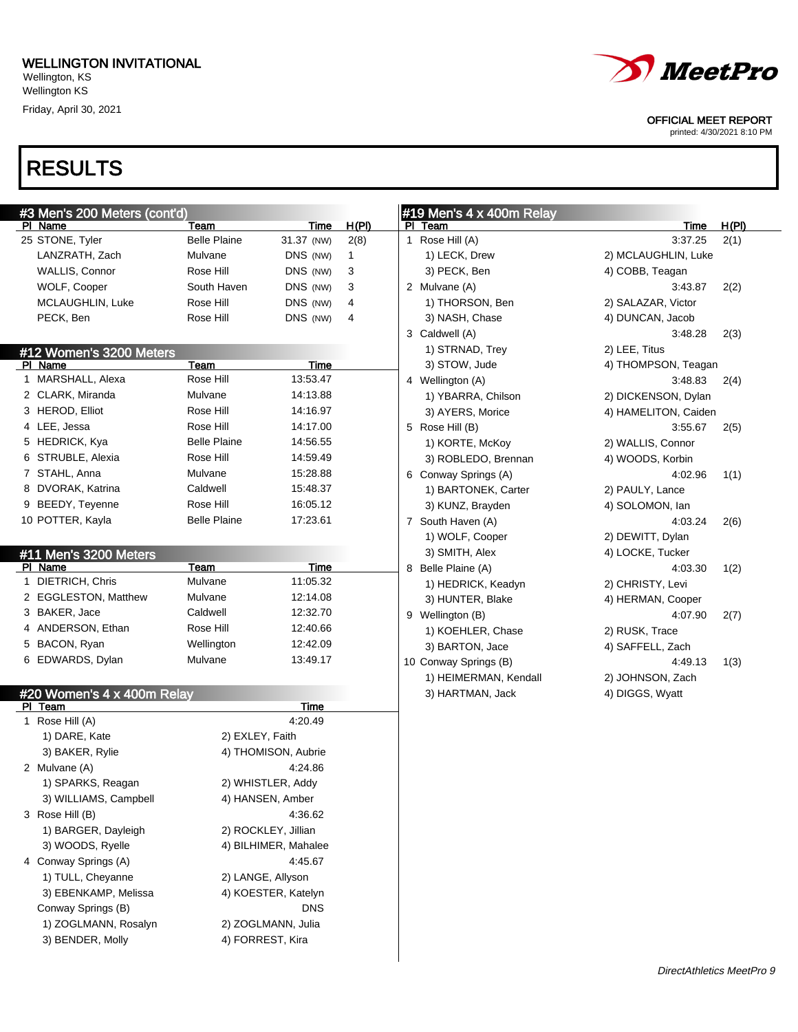WELLINGTON INVITATIONAL
Wellington, KS
Wellington KS
Friday, April 30, 2021

OFFICIAL MEET REPORT
printed: 4/30/2021 8:10 PM

# RESULTS

## #3 Men's 200 Meters (cont'd)

| Pl | Name | Team | Time | H(Pl) |
|---|---|---|---|---|
| 25 | STONE, Tyler | Belle Plaine | 31.37 (NW) | 2(8) |
| | LANZRATH, Zach | Mulvane | DNS (NW) | 1 |
| | WALLIS, Connor | Rose Hill | DNS (NW) | 3 |
| | WOLF, Cooper | South Haven | DNS (NW) | 3 |
| | MCLAUGHLIN, Luke | Rose Hill | DNS (NW) | 4 |
| | PECK, Ben | Rose Hill | DNS (NW) | 4 |

## #12 Women's 3200 Meters

| Pl | Name | Team | Time |
|---|---|---|---|
| 1 | MARSHALL, Alexa | Rose Hill | 13:53.47 |
| 2 | CLARK, Miranda | Mulvane | 14:13.88 |
| 3 | HEROD, Elliot | Rose Hill | 14:16.97 |
| 4 | LEE, Jessa | Rose Hill | 14:17.00 |
| 5 | HEDRICK, Kya | Belle Plaine | 14:56.55 |
| 6 | STRUBLE, Alexia | Rose Hill | 14:59.49 |
| 7 | STAHL, Anna | Mulvane | 15:28.88 |
| 8 | DVORAK, Katrina | Caldwell | 15:48.37 |
| 9 | BEEDY, Teyenne | Rose Hill | 16:05.12 |
| 10 | POTTER, Kayla | Belle Plaine | 17:23.61 |

## #11 Men's 3200 Meters

| Pl | Name | Team | Time |
|---|---|---|---|
| 1 | DIETRICH, Chris | Mulvane | 11:05.32 |
| 2 | EGGLESTON, Matthew | Mulvane | 12:14.08 |
| 3 | BAKER, Jace | Caldwell | 12:32.70 |
| 4 | ANDERSON, Ethan | Rose Hill | 12:40.66 |
| 5 | BACON, Ryan | Wellington | 12:42.09 |
| 6 | EDWARDS, Dylan | Mulvane | 13:49.17 |

## #20 Women's 4 x 400m Relay

| Pl | Team | | Time |
|---|---|---|---|
| 1 | Rose Hill (A) | | 4:20.49 |
| | 1) DARE, Kate | 2) EXLEY, Faith | |
| | 3) BAKER, Rylie | 4) THOMISON, Aubrie | |
| 2 | Mulvane (A) | | 4:24.86 |
| | 1) SPARKS, Reagan | 2) WHISTLER, Addy | |
| | 3) WILLIAMS, Campbell | 4) HANSEN, Amber | |
| 3 | Rose Hill (B) | | 4:36.62 |
| | 1) BARGER, Dayleigh | 2) ROCKLEY, Jillian | |
| | 3) WOODS, Ryelle | 4) BILHIMER, Mahalee | |
| 4 | Conway Springs (A) | | 4:45.67 |
| | 1) TULL, Cheyanne | 2) LANGE, Allyson | |
| | 3) EBENKAMP, Melissa | 4) KOESTER, Katelyn | |
| | Conway Springs (B) | | DNS |
| | 1) ZOGLMANN, Rosalyn | 2) ZOGLMANN, Julia | |
| | 3) BENDER, Molly | 4) FORREST, Kira | |

## #19 Men's 4 x 400m Relay

| Pl | Team | | Time | H(Pl) |
|---|---|---|---|---|
| 1 | Rose Hill (A) | | 3:37.25 | 2(1) |
| | 1) LECK, Drew | 2) MCLAUGHLIN, Luke | | |
| | 3) PECK, Ben | 4) COBB, Teagan | | |
| 2 | Mulvane (A) | | 3:43.87 | 2(2) |
| | 1) THORSON, Ben | 2) SALAZAR, Victor | | |
| | 3) NASH, Chase | 4) DUNCAN, Jacob | | |
| 3 | Caldwell (A) | | 3:48.28 | 2(3) |
| | 1) STRNAD, Trey | 2) LEE, Titus | | |
| | 3) STOW, Jude | 4) THOMPSON, Teagan | | |
| 4 | Wellington (A) | | 3:48.83 | 2(4) |
| | 1) YBARRA, Chilson | 2) DICKENSON, Dylan | | |
| | 3) AYERS, Morice | 4) HAMELITON, Caiden | | |
| 5 | Rose Hill (B) | | 3:55.67 | 2(5) |
| | 1) KORTE, McKoy | 2) WALLIS, Connor | | |
| | 3) ROBLEDO, Brennan | 4) WOODS, Korbin | | |
| 6 | Conway Springs (A) | | 4:02.96 | 1(1) |
| | 1) BARTONEK, Carter | 2) PAULY, Lance | | |
| | 3) KUNZ, Brayden | 4) SOLOMON, Ian | | |
| 7 | South Haven (A) | | 4:03.24 | 2(6) |
| | 1) WOLF, Cooper | 2) DEWITT, Dylan | | |
| | 3) SMITH, Alex | 4) LOCKE, Tucker | | |
| 8 | Belle Plaine (A) | | 4:03.30 | 1(2) |
| | 1) HEDRICK, Keadyn | 2) CHRISTY, Levi | | |
| | 3) HUNTER, Blake | 4) HERMAN, Cooper | | |
| 9 | Wellington (B) | | 4:07.90 | 2(7) |
| | 1) KOEHLER, Chase | 2) RUSK, Trace | | |
| | 3) BARTON, Jace | 4) SAFFELL, Zach | | |
| 10 | Conway Springs (B) | | 4:49.13 | 1(3) |
| | 1) HEIMERMAN, Kendall | 2) JOHNSON, Zach | | |
| | 3) HARTMAN, Jack | 4) DIGGS, Wyatt | | |